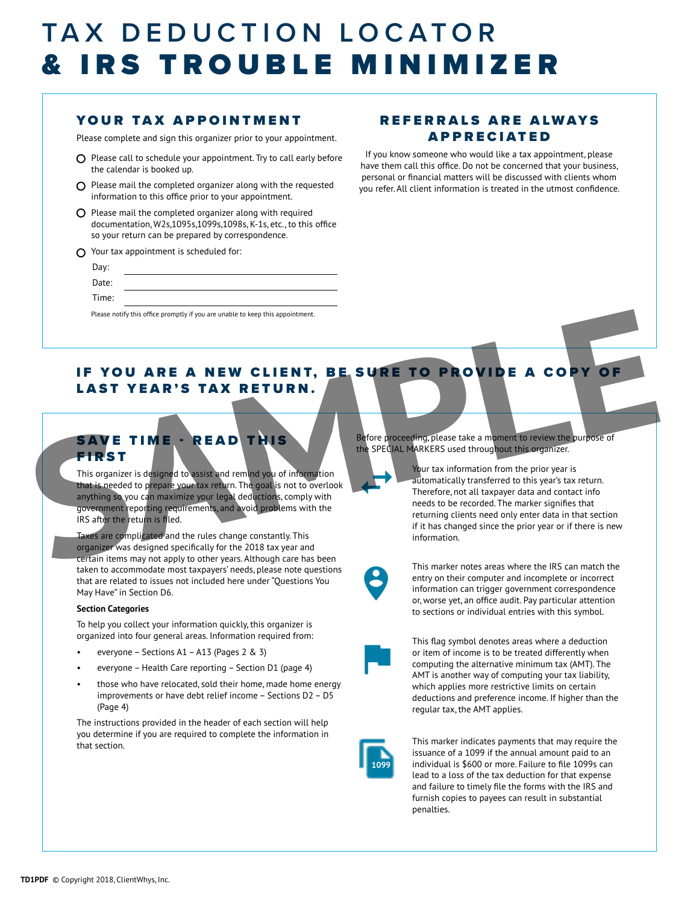# TAX DEDUCTION LOCATOR & IRS TROUBLE MINIMIZER

## YOUR TAX APPOINTMENT

Please complete and sign this organizer prior to your appointment.

- ○ Please call to schedule your appointment. Try to call early before the calendar is booked up.
- ○ Please mail the completed organizer along with the requested information to this office prior to your appointment.
- ○ Please mail the completed organizer along with required documentation, W2s,1095s,1099s,1098s, K-1s, etc., to this office so your return can be prepared by correspondence.
- ○ Your tax appointment is scheduled for:

Day: ______________________

Date: ______________________

Time: ______________________

Please notify this office promptly if you are unable to keep this appointment.

## REFERRALS ARE ALWAYS APPRECIATED

If you know someone who would like a tax appointment, please have them call this office. Do not be concerned that your business, personal or financial matters will be discussed with clients whom you refer. All client information is treated in the utmost confidence.

## IF YOU ARE A NEW CLIENT, BE SURE TO PROVIDE A COPY OF LAST YEAR'S TAX RETURN.

## SAVE TIME - READ THIS FIRST

This organizer is designed to assist and remind you of information that is needed to prepare your tax return. The goal is not to overlook anything so you can maximize your legal deductions, comply with government reporting requirements, and avoid problems with the IRS after the return is filed.

Taxes are complicated and the rules change constantly. This organizer was designed specifically for the 2018 tax year and certain items may not apply to other years. Although care has been taken to accommodate most taxpayers' needs, please note questions that are related to issues not included here under "Questions You May Have" in Section D6.

**Section Categories**

To help you collect your information quickly, this organizer is organized into four general areas. Information required from:

- everyone – Sections A1 – A13 (Pages 2 & 3)
- everyone – Health Care reporting – Section D1 (page 4)
- those who have relocated, sold their home, made home energy improvements or have debt relief income – Sections D2 – D5 (Page 4)

The instructions provided in the header of each section will help you determine if you are required to complete the information in that section.

Before proceeding, please take a moment to review the purpose of the SPECIAL MARKERS used throughout this organizer.

Your tax information from the prior year is automatically transferred to this year's tax return. Therefore, not all taxpayer data and contact info needs to be recorded. The marker signifies that returning clients need only enter data in that section if it has changed since the prior year or if there is new information.

This marker notes areas where the IRS can match the entry on their computer and incomplete or incorrect information can trigger government correspondence or, worse yet, an office audit. Pay particular attention to sections or individual entries with this symbol.

This flag symbol denotes areas where a deduction or item of income is to be treated differently when computing the alternative minimum tax (AMT). The AMT is another way of computing your tax liability, which applies more restrictive limits on certain deductions and preference income. If higher than the regular tax, the AMT applies.

1099 — This marker indicates payments that may require the issuance of a 1099 if the annual amount paid to an individual is $600 or more. Failure to file 1099s can lead to a loss of the tax deduction for that expense and failure to timely file the forms with the IRS and furnish copies to payees can result in substantial penalties.

TD1PDF © Copyright 2018, ClientWhys, Inc.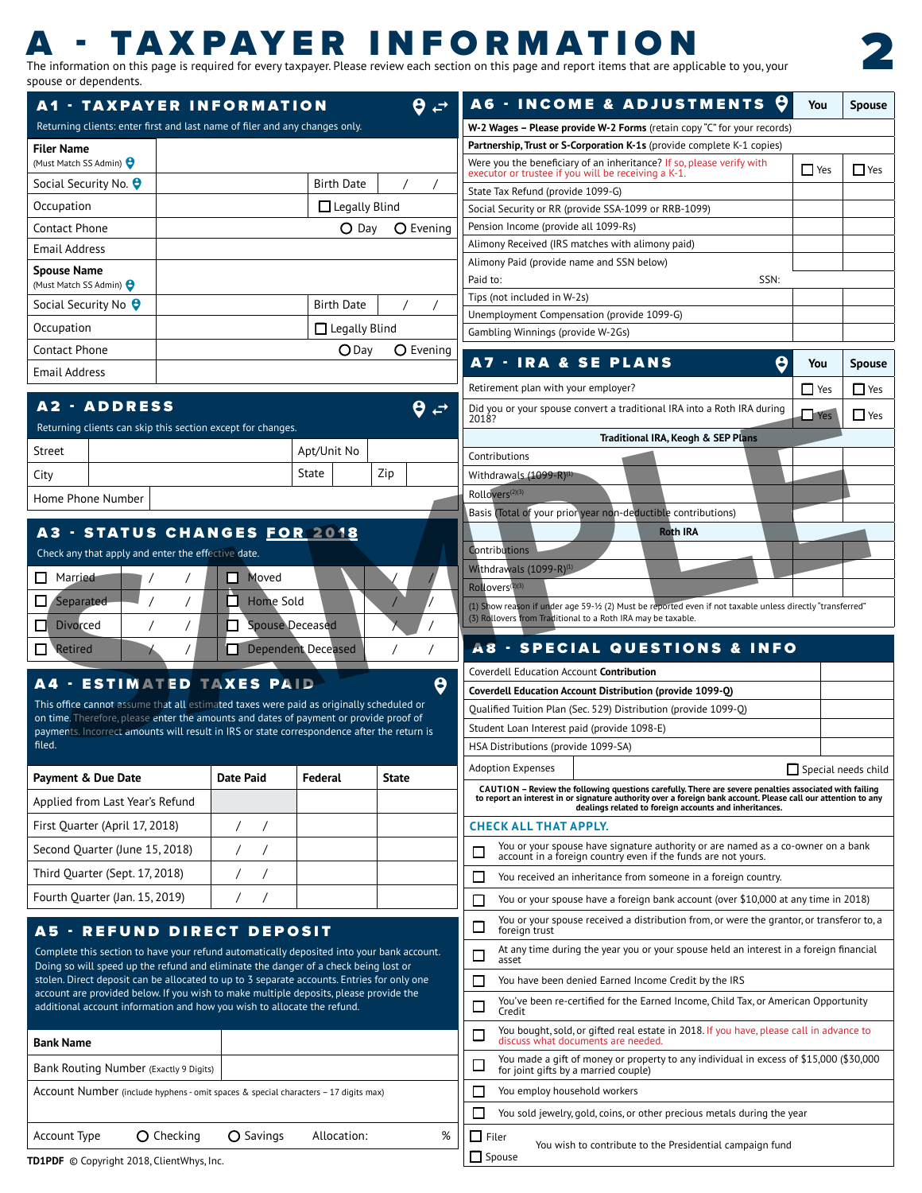# A - TAXPAYER INFORMATION

The information on this page is required for every taxpayer. Please review each section on this page and report items that are applicable to you, your spouse or dependents.

## A1 - TAXPAYER INFORMATION

Returning clients: enter first and last name of filer and any changes only.

| | | | |
|---|---|---|---|
| **Filer Name** (Must Match SS Admin) | | | |
| Social Security No. | | Birth Date | / / |
| Occupation | | ☐ Legally Blind | |
| Contact Phone | | ○ Day | ○ Evening |
| Email Address | | | |
| **Spouse Name** (Must Match SS Admin) | | | |
| Social Security No | | Birth Date | / / |
| Occupation | | ☐ Legally Blind | |
| Contact Phone | | ○ Day | ○ Evening |
| Email Address | | | |

## A2 - ADDRESS

Returning clients can skip this section except for changes.

| | | | | | |
|---|---|---|---|---|---|
| Street | | Apt/Unit No | | | |
| City | | State | | Zip | |
| Home Phone Number | | | | | |

## A3 - STATUS CHANGES FOR 2018

Check any that apply and enter the effective date.

| | | | |
|---|---|---|---|
| ☐ Married | / / | ☐ Moved | / / |
| ☐ Separated | / / | ☐ Home Sold | / / |
| ☐ Divorced | / / | ☐ Spouse Deceased | / / |
| ☐ Retired | / / | ☐ Dependent Deceased | / / |

## A4 - ESTIMATED TAXES PAID

This office cannot assume that all estimated taxes were paid as originally scheduled or on time. Therefore, please enter the amounts and dates of payment or provide proof of payments. Incorrect amounts will result in IRS or state correspondence after the return is filed.

| Payment & Due Date | Date Paid | Federal | State |
|---|---|---|---|
| Applied from Last Year's Refund | | | |
| First Quarter (April 17, 2018) | / / | | |
| Second Quarter (June 15, 2018) | / / | | |
| Third Quarter (Sept. 17, 2018) | / / | | |
| Fourth Quarter (Jan. 15, 2019) | / / | | |

## A5 - REFUND DIRECT DEPOSIT

Complete this section to have your refund automatically deposited into your bank account. Doing so will speed up the refund and eliminate the danger of a check being lost or stolen. Direct deposit can be allocated to up to 3 separate accounts. Entries for only one account are provided below. If you wish to make multiple deposits, please provide the additional account information and how you wish to allocate the refund.

| | |
|---|---|
| **Bank Name** | |
| Bank Routing Number (Exactly 9 Digits) | |
| Account Number (include hyphens - omit spaces & special characters – 17 digits max) | |
| Account Type ○ Checking ○ Savings | Allocation: % |

## A6 - INCOME & ADJUSTMENTS

| | You | Spouse |
|---|---|---|
| **W-2 Wages – Please provide W-2 Forms** (retain copy "C" for your records) | | |
| **Partnership, Trust or S-Corporation K-1s** (provide complete K-1 copies) | | |
| Were you the beneficiary of an inheritance? If so, please verify with executor or trustee if you will be receiving a K-1. | ☐ Yes | ☐ Yes |
| State Tax Refund (provide 1099-G) | | |
| Social Security or RR (provide SSA-1099 or RRB-1099) | | |
| Pension Income (provide all 1099-Rs) | | |
| Alimony Received (IRS matches with alimony paid) | | |
| Alimony Paid (provide name and SSN below) | | |
| Paid to: SSN: | | |
| Tips (not included in W-2) | | |
| Unemployment Compensation (provide 1099-G) | | |
| Gambling Winnings (provide W-2Gs) | | |

## A7 - IRA & SE PLANS

| | You | Spouse |
|---|---|---|
| Retirement plan with your employer? | ☐ Yes | ☐ Yes |
| Did you or your spouse convert a traditional IRA into a Roth IRA during 2018? | ☐ Yes | ☐ Yes |
| **Traditional IRA, Keogh & SEP Plans** | | |
| Contributions | | |
| Withdrawals (1099-R)[1] | | |
| Rollovers[2][3] | | |
| Basis (Total of your prior year non-deductible contributions) | | |
| **Roth IRA** | | |
| Contributions | | |
| Withdrawals (1099-R)[1] | | |
| Rollovers[2][3] | | |

(1) Show reason if under age 59-½ (2) Must be reported even if not taxable unless directly "transferred" (3) Rollovers from Traditional to a Roth IRA may be taxable.

## A8 - SPECIAL QUESTIONS & INFO

| | |
|---|---|
| Coverdell Education Account **Contribution** | |
| **Coverdell Education Account Distribution (provide 1099-Q)** | |
| Qualified Tuition Plan (Sec. 529) Distribution (provide 1099-Q) | |
| Student Loan Interest paid (provide 1098-E) | |
| HSA Distributions (provide 1099-SA) | |
| Adoption Expenses | ☐ Special needs child |

**CAUTION – Review the following questions carefully. There are severe penalties associated with failing to report an interest in or signature authority over a foreign bank account. Please call our attention to any dealings related to foreign accounts and inheritances.**

**CHECK ALL THAT APPLY.**

- ☐ You or your spouse have signature authority or are named as a co-owner on a bank account in a foreign country even if the funds are not yours.
- ☐ You received an inheritance from someone in a foreign country.
- ☐ You or your spouse have a foreign bank account (over $10,000 at any time in 2018)
- ☐ You or your spouse received a distribution from, or were the grantor, or transferor to, a foreign trust
- ☐ At any time during the year you or your spouse held an interest in a foreign financial asset
- ☐ You have been denied Earned Income Credit by the IRS
- ☐ You've been re-certified for the Earned Income, Child Tax, or American Opportunity Credit
- ☐ You bought, sold, or gifted real estate in 2018. If you have, please call in advance to discuss what documents are needed.
- ☐ You made a gift of money or property to any individual in excess of $15,000 ($30,000 for joint gifts by a married couple)
- ☐ You employ household workers
- ☐ You sold jewelry, gold, coins, or other precious metals during the year
- ☐ Filer ☐ Spouse — You wish to contribute to the Presidential campaign fund

TD1PDF © Copyright 2018, ClientWhys, Inc.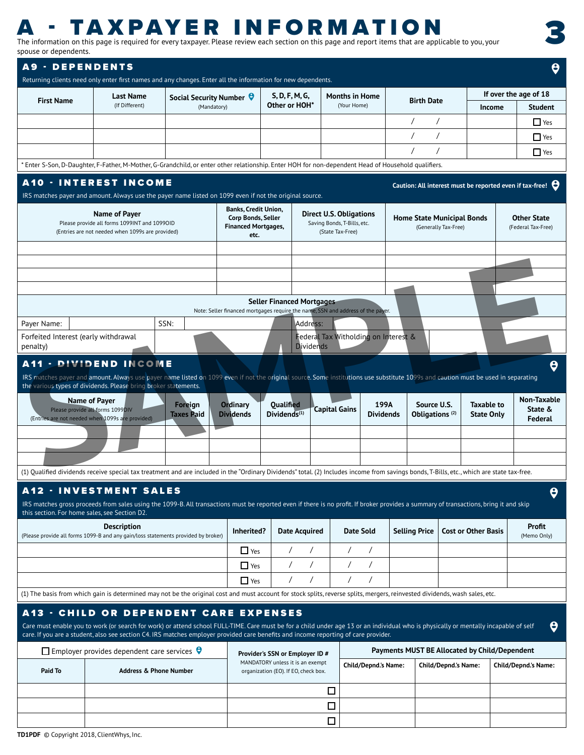# A - TAXPAYER INFORMATION

The information on this page is required for every taxpayer. Please review each section on this page and report items that are applicable to you, your spouse or dependents.

## A9 - DEPENDENTS

Returning clients need only enter first names and any changes. Enter all the information for new dependents.

| First Name | Last Name (If Different) | Social Security Number (Mandatory) | S, D, F, M, G, Other or HOH* | Months in Home (Your Home) | Birth Date | If over the age of 18 | |
|---|---|---|---|---|---|---|---|
| | | | | | | Income | Student |
| | | | | | / / | | ☐ Yes |
| | | | | | / / | | ☐ Yes |
| | | | | | / / | | ☐ Yes |

\* Enter S-Son, D-Daughter, F-Father, M-Mother, G-Grandchild, or enter other relationship. Enter HOH for non-dependent Head of Household qualifiers.

## A10 - INTEREST INCOME

IRS matches payer and amount. Always use the payer name listed on 1099 even if not the original source.

**Caution: All interest must be reported even if tax-free!**

| Name of Payer (Please provide all forms 1099INT and 1099OID) (Entries are not needed when 1099s are provided) | Banks, Credit Union, Corp Bonds, Seller Financed Mortgages, etc. | Direct U.S. Obligations (Saving Bonds, T-Bills, etc.) (State Tax-Free) | Home State Municipal Bonds (Generally Tax-Free) | Other State (Federal Tax-Free) |
|---|---|---|---|---|
| | | | | |
| | | | | |
| | | | | |
| | | | | |

**Seller Financed Mortgages**

Note: Seller financed mortgages require the name, SSN and address of the payer.

| Payer Name: | | SSN: | | Address: | |
|---|---|---|---|---|---|
| Forfeited Interest (early withdrawal penalty) | | | | Federal Tax Witholding on Interest & Dividends | |

## A11 - DIVIDEND INCOME

IRS matches payer and amount. Always use payer name listed on 1099 even if not the original source. Some institutions use substitute 1099s and caution must be used in separating the various types of dividends. Please bring broker statements.

| Name of Payer (Please provide all forms 1099DIV) (Entries are not needed when 1099s are provided) | Foreign Taxes Paid | Ordinary Dividends | Qualified Dividends(1) | Capital Gains | 199A Dividends | Source U.S. Obligations (2) | Taxable to State Only | Non-Taxable State & Federal |
|---|---|---|---|---|---|---|---|---|
| | | | | | | | | |
| | | | | | | | | |
| | | | | | | | | |

(1) Qualified dividends receive special tax treatment and are included in the "Ordinary Dividends" total. (2) Includes income from savings bonds, T-Bills, etc., which are state tax-free.

## A12 - INVESTMENT SALES

IRS matches gross proceeds from sales using the 1099-B. All transactions must be reported even if there is no profit. If broker provides a summary of transactions, bring it and skip this section. For home sales, see Section D2.

| Description (Please provide all forms 1099-B and any gain/loss statements provided by broker) | Inherited? | Date Acquired | Date Sold | Selling Price | Cost or Other Basis | Profit (Memo Only) |
|---|---|---|---|---|---|---|
| | ☐ Yes | / / | / / | | | |
| | ☐ Yes | / / | / / | | | |
| | ☐ Yes | / / | / / | | | |

(1) The basis from which gain is determined may not be the original cost and must account for stock splits, reverse splits, mergers, reinvested dividends, wash sales, etc.

## A13 - CHILD OR DEPENDENT CARE EXPENSES

Care must enable you to work (or search for work) or attend school FULL-TIME. Care must be for a child under age 13 or an individual who is physically or mentally incapable of self care. If you are a student, also see section C4. IRS matches employer provided care benefits and income reporting of care provider.

| ☐ Employer provides dependent care services | | Provider's SSN or Employer ID # (MANDATORY unless it is an exempt organization (EO). If EO, check box.) | Payments MUST BE Allocated by Child/Dependent | | |
|---|---|---|---|---|---|
| Paid To | Address & Phone Number | | Child/Depnd.'s Name: | Child/Depnd.'s Name: | Child/Depnd.'s Name: |
| | | ☐ | | | |
| | | ☐ | | | |
| | | ☐ | | | |

TD1PDF © Copyright 2018, ClientWhys, Inc.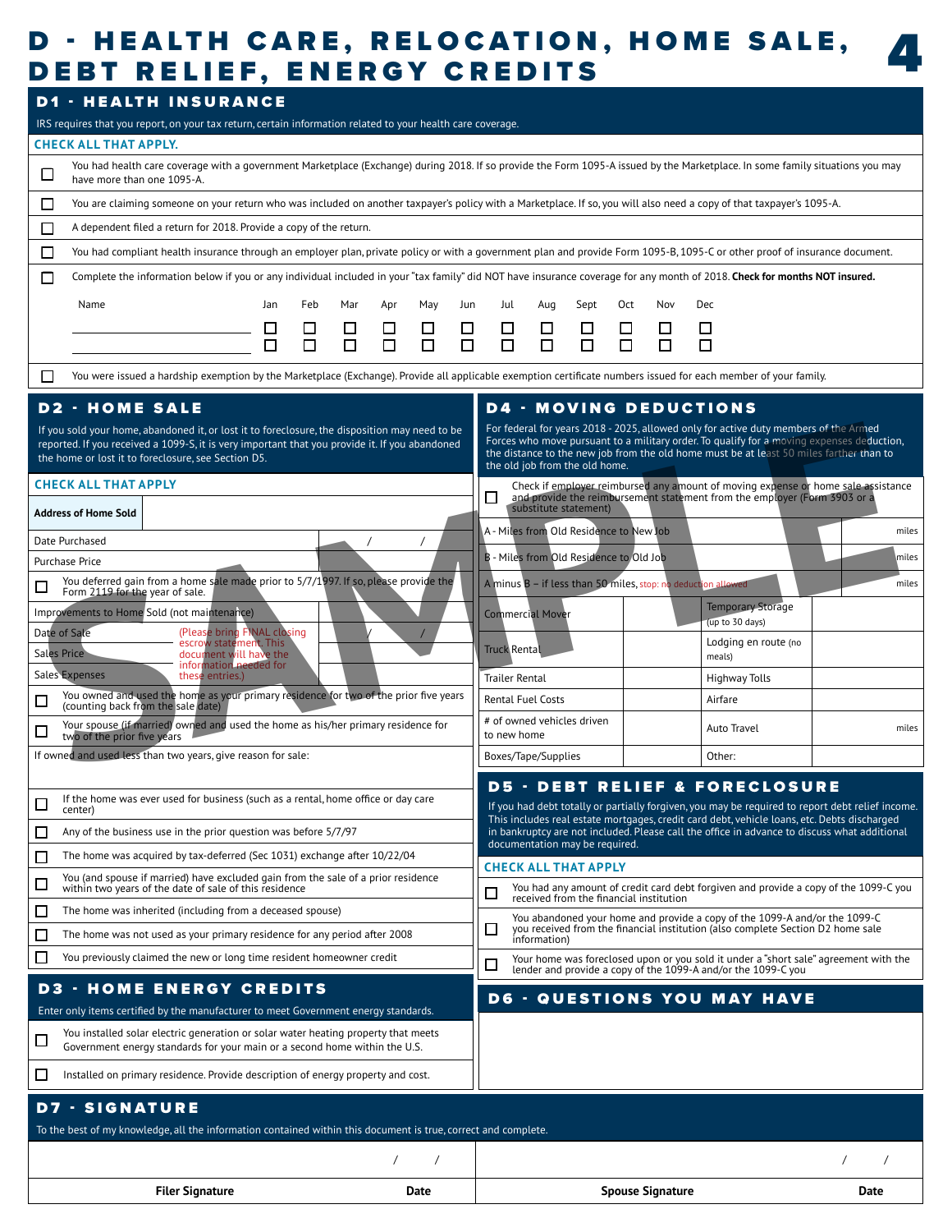# D - HEALTH CARE, RELOCATION, HOME SALE, DEBT RELIEF, ENERGY CREDITS

## D1 - HEALTH INSURANCE

IRS requires that you report, on your tax return, certain information related to your health care coverage.

**CHECK ALL THAT APPLY.**

- ☐ You had health care coverage with a government Marketplace (Exchange) during 2018. If so provide the Form 1095-A issued by the Marketplace. In some family situations you may have more than one 1095-A.
- ☐ You are claiming someone on your return who was included on another taxpayer's policy with a Marketplace. If so, you will also need a copy of that taxpayer's 1095-A.
- ☐ A dependent filed a return for 2018. Provide a copy of the return.
- ☐ You had compliant health insurance through an employer plan, private policy or with a government plan and provide Form 1095-B, 1095-C or other proof of insurance document.
- ☐ Complete the information below if you or any individual included in your "tax family" did NOT have insurance coverage for any month of 2018. **Check for months NOT insured.**

| Name | Jan | Feb | Mar | Apr | May | Jun | Jul | Aug | Sept | Oct | Nov | Dec |
|---|---|---|---|---|---|---|---|---|---|---|---|---|
| | ☐ | ☐ | ☐ | ☐ | ☐ | ☐ | ☐ | ☐ | ☐ | ☐ | ☐ | ☐ |
| | ☐ | ☐ | ☐ | ☐ | ☐ | ☐ | ☐ | ☐ | ☐ | ☐ | ☐ | ☐ |

- ☐ You were issued a hardship exemption by the Marketplace (Exchange). Provide all applicable exemption certificate numbers issued for each member of your family.

## D2 - HOME SALE

If you sold your home, abandoned it, or lost it to foreclosure, the disposition may need to be reported. If you received a 1099-S, it is very important that you provide it. If you abandoned the home or lost it to foreclosure, see Section D5.

**CHECK ALL THAT APPLY**

| | |
|---|---|
| **Address of Home Sold** | |
| Date Purchased | / / |
| Purchase Price | |
| ☐ You deferred gain from a home sale made prior to 5/7/1997. If so, please provide the Form 2119 for the year of sale. | |
| Improvements to Home Sold (not maintenance) | |
| Date of Sale | / / |
| Sales Price | |
| Sales Expenses | |

(Please bring FINAL closing escrow statement. This document will have the information needed for these entries.)

- ☐ You owned and used the home as your primary residence for two of the prior five years (counting back from the sale date)
- ☐ Your spouse (if married) owned and used the home as his/her primary residence for two of the prior five years

If owned and used less than two years, give reason for sale:

- ☐ If the home was ever used for business (such as a rental, home office or day care center)
- ☐ Any of the business use in the prior question was before 5/7/97
- ☐ The home was acquired by tax-deferred (Sec 1031) exchange after 10/22/04
- ☐ You (and spouse if married) have excluded gain from the sale of a prior residence within two years of the date of sale of this residence
- ☐ The home was inherited (including from a deceased spouse)
- ☐ The home was not used as your primary residence for any period after 2008
- ☐ You previously claimed the new or long time resident homeowner credit

## D3 - HOME ENERGY CREDITS

Enter only items certified by the manufacturer to meet Government energy standards.

- ☐ You installed solar electric generation or solar water heating property that meets Government energy standards for your main or a second home within the U.S.
- ☐ Installed on primary residence. Provide description of energy property and cost.

## D4 - MOVING DEDUCTIONS

For federal for years 2018 - 2025, allowed only for active duty members of the Armed Forces who move pursuant to a military order. To qualify for a moving expenses deduction, the distance to the new job from the old home must be at least 50 miles farther than to the old job from the old home.

☐ Check if employer reimbursed any amount of moving expense or home sale assistance and provide the reimbursement statement from the employer (Form 3903 or a substitute statement)

| | |
|---|---|
| A - Miles from Old Residence to New Job | miles |
| B - Miles from Old Residence to Old Job | miles |
| A minus B – if less than 50 miles, stop: no deduction allowed | miles |

| | | | |
|---|---|---|---|
| Commercial Mover | | Temporary Storage (up to 30 days) | |
| Truck Rental | | Lodging en route (no meals) | |
| Trailer Rental | | Highway Tolls | |
| Rental Fuel Costs | | Airfare | |
| # of owned vehicles driven to new home | | Auto Travel | miles |
| Boxes/Tape/Supplies | | Other: | |

## D5 - DEBT RELIEF & FORECLOSURE

If you had debt totally or partially forgiven, you may be required to report debt relief income. This includes real estate mortgages, credit card debt, vehicle loans, etc. Debts discharged in bankruptcy are not included. Please call the office in advance to discuss what additional documentation may be required.

**CHECK ALL THAT APPLY**

- ☐ You had any amount of credit card debt forgiven and provide a copy of the 1099-C you received from the financial institution
- ☐ You abandoned your home and provide a copy of the 1099-A and/or the 1099-C you received from the financial institution (also complete Section D2 home sale information)
- ☐ Your home was foreclosed upon or you sold it under a "short sale" agreement with the lender and provide a copy of the 1099-A and/or the 1099-C you

## D6 - QUESTIONS YOU MAY HAVE

## D7 - SIGNATURE

To the best of my knowledge, all the information contained within this document is true, correct and complete.

| | | | |
|---|---|---|---|
| | / / | | / / |
| **Filer Signature** | **Date** | **Spouse Signature** | **Date** |